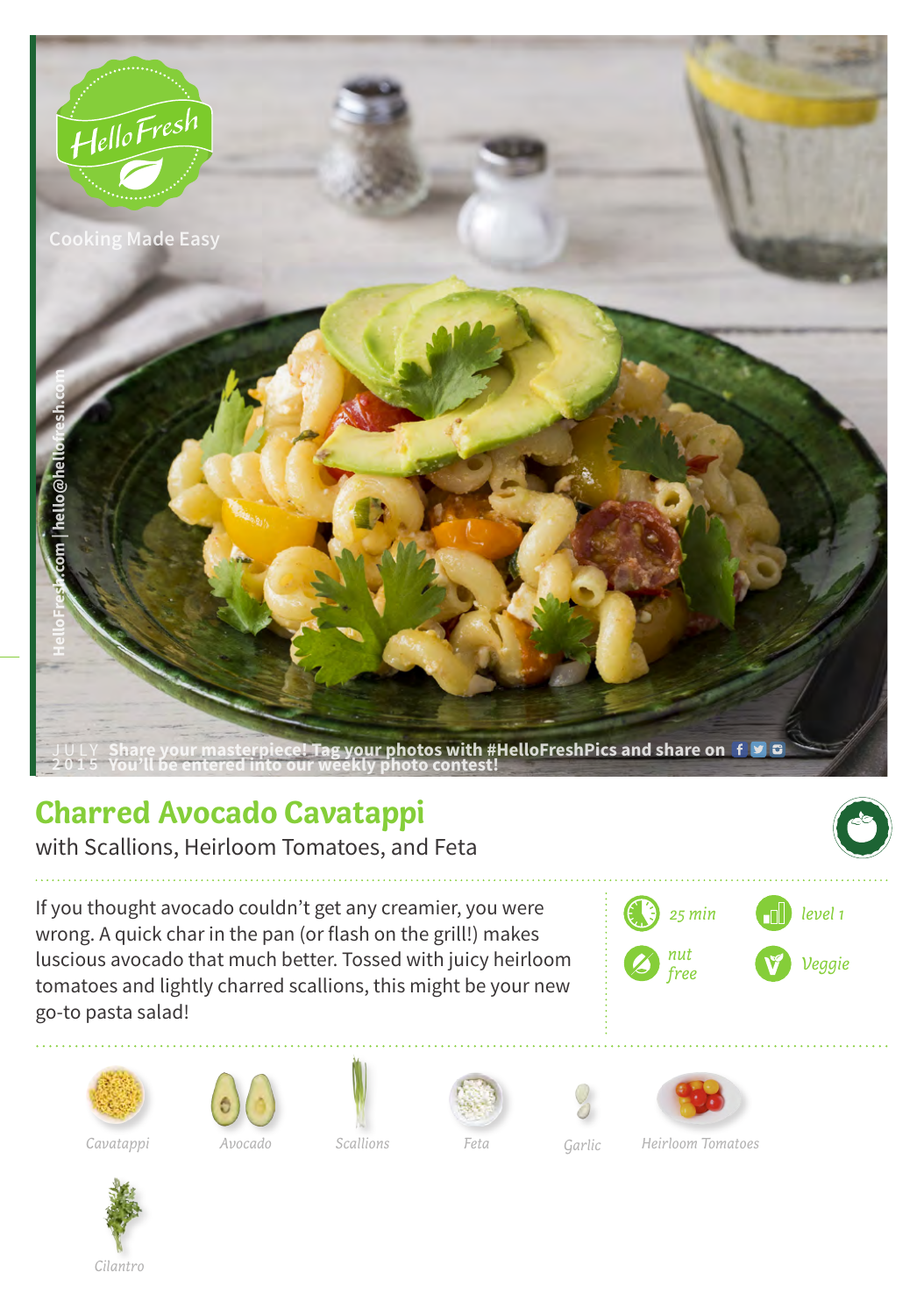HelloFresh

Cooking Made Easy

HelloFresh.com | hello@hellofresh.com

JULY 2015 Share your masterpiece! Tag your photos with #HelloFreshPics and share on
You'll be entered into our weekly photo contest!

# Charred Avocado Cavatappi

with Scallions, Heirloom Tomatoes, and Feta

If you thought avocado couldn't get any creamier, you were wrong. A quick char in the pan (or flash on the grill!) makes luscious avocado that much better. Tossed with juicy heirloom tomatoes and lightly charred scallions, this might be your new go-to pasta salad!

25 min

level 1

nut free

Veggie

Cavatappi

Avocado

Scallions

Feta

Garlic

Heirloom Tomatoes

Cilantro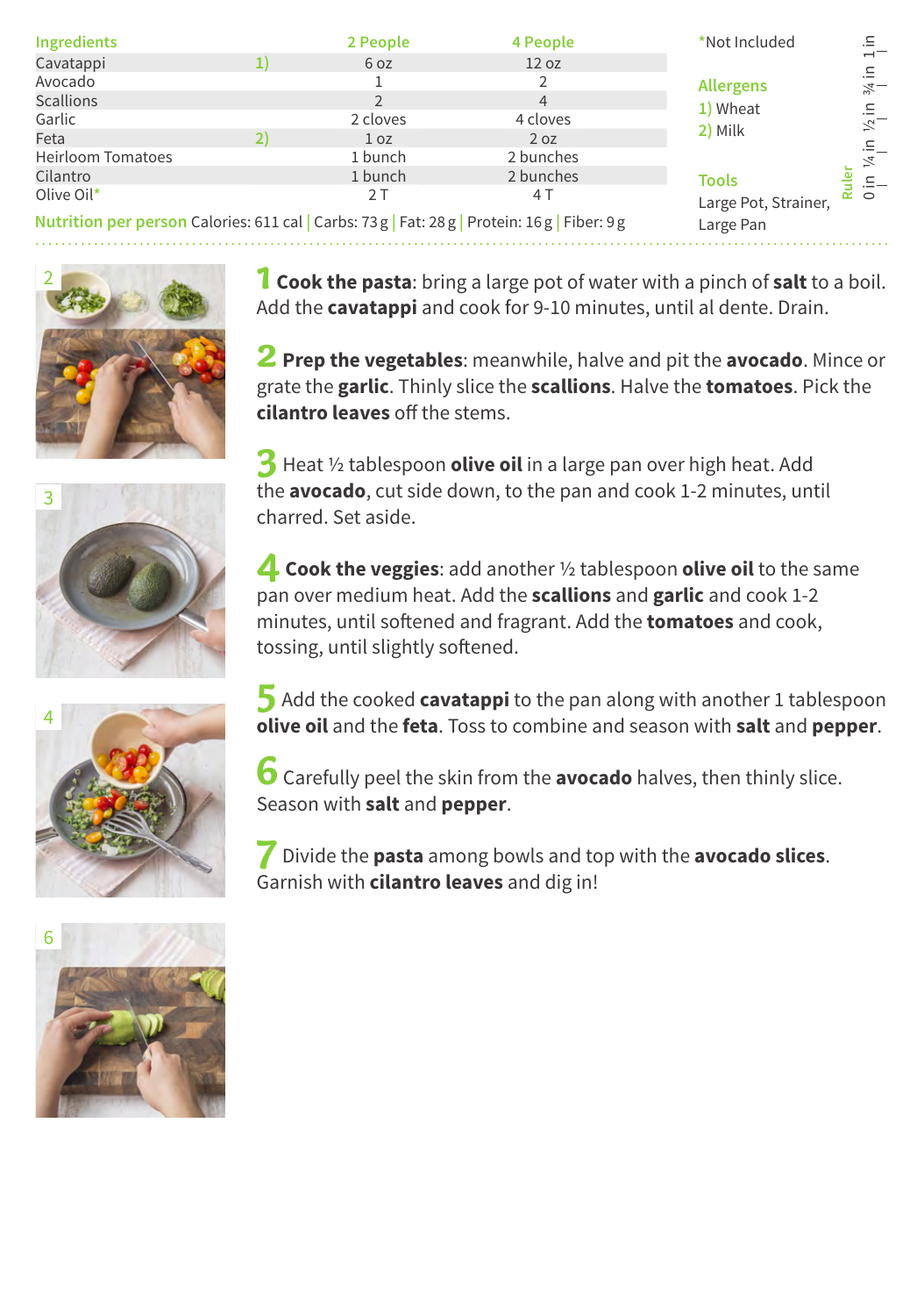| Ingredients | | 2 People | 4 People |
|---|---|---|---|
| Cavatappi | 1) | 6 oz | 12 oz |
| Avocado | | 1 | 2 |
| Scallions | | 2 | 4 |
| Garlic | | 2 cloves | 4 cloves |
| Feta | 2) | 1 oz | 2 oz |
| Heirloom Tomatoes | | 1 bunch | 2 bunches |
| Cilantro | | 1 bunch | 2 bunches |
| Olive Oil* | | 2 T | 4 T |

**Nutrition per person** Calories: 611 cal | Carbs: 73 g | Fat: 28 g | Protein: 16 g | Fiber: 9 g

*Not Included

**Allergens**
1) Wheat
2) Milk

**Tools**
Large Pot, Strainer, Large Pan

Ruler
0 in ¼ in ½ in ¾ in 1 in

**1** **Cook the pasta**: bring a large pot of water with a pinch of **salt** to a boil. Add the **cavatappi** and cook for 9-10 minutes, until al dente. Drain.

**2** **Prep the vegetables**: meanwhile, halve and pit the **avocado**. Mince or grate the **garlic**. Thinly slice the **scallions**. Halve the **tomatoes**. Pick the **cilantro leaves** off the stems.

**3** Heat ½ tablespoon **olive oil** in a large pan over high heat. Add the **avocado**, cut side down, to the pan and cook 1-2 minutes, until charred. Set aside.

**4** **Cook the veggies**: add another ½ tablespoon **olive oil** to the same pan over medium heat. Add the **scallions** and **garlic** and cook 1-2 minutes, until softened and fragrant. Add the **tomatoes** and cook, tossing, until slightly softened.

**5** Add the cooked **cavatappi** to the pan along with another 1 tablespoon **olive oil** and the **feta**. Toss to combine and season with **salt** and **pepper**.

**6** Carefully peel the skin from the **avocado** halves, then thinly slice. Season with **salt** and **pepper**.

**7** Divide the **pasta** among bowls and top with the **avocado slices**. Garnish with **cilantro leaves** and dig in!